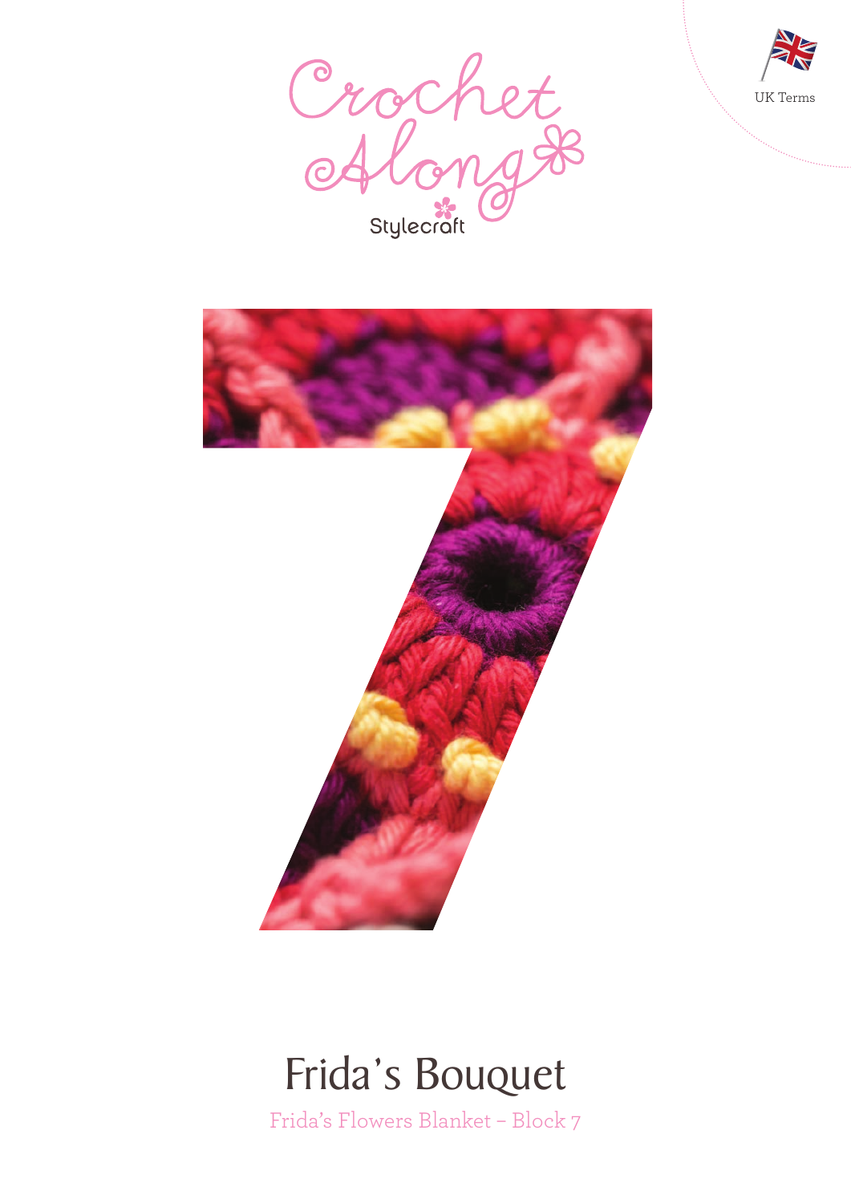UK Terms

Crochet Along

Stylecraft

# Frida's Bouquet

Frida's Flowers Blanket – Block 7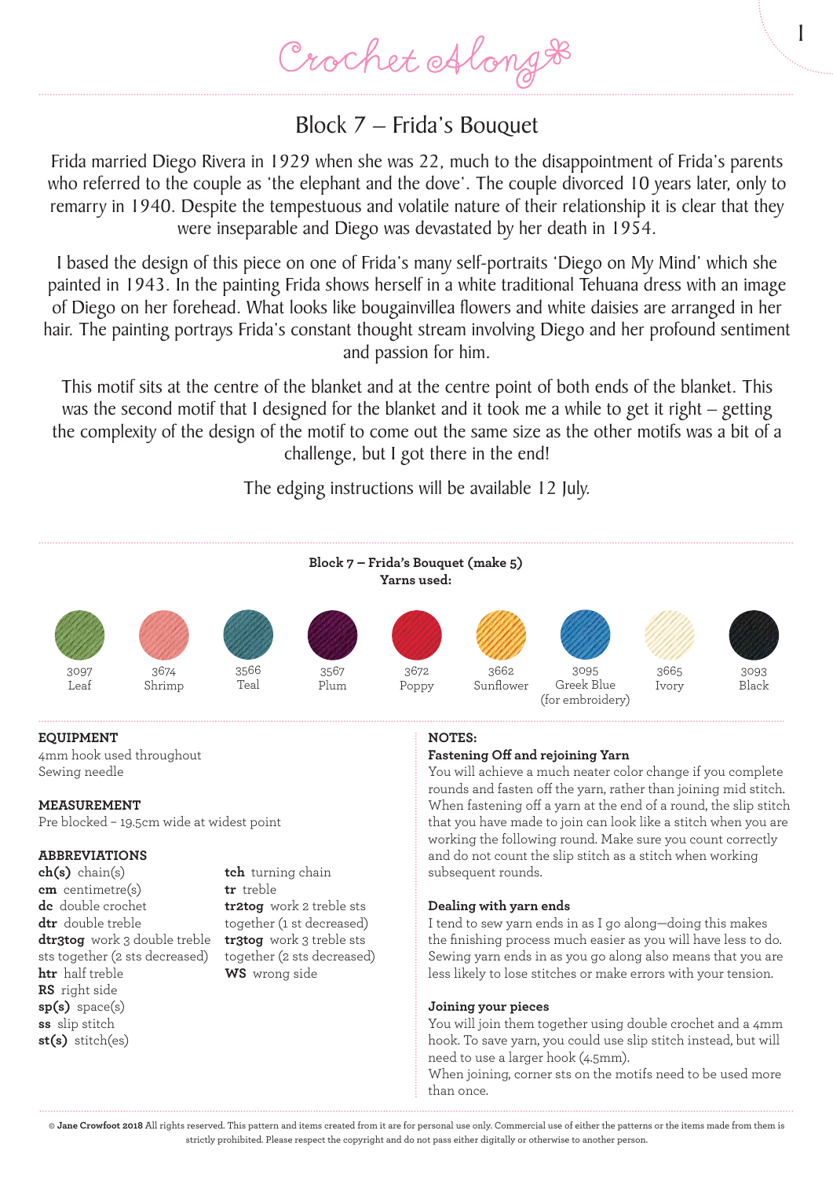# Block 7 – Frida's Bouquet

Frida married Diego Rivera in 1929 when she was 22, much to the disappointment of Frida's parents who referred to the couple as 'the elephant and the dove'. The couple divorced 10 years later, only to remarry in 1940. Despite the tempestuous and volatile nature of their relationship it is clear that they were inseparable and Diego was devastated by her death in 1954.

I based the design of this piece on one of Frida's many self-portraits 'Diego on My Mind' which she painted in 1943. In the painting Frida shows herself in a white traditional Tehuana dress with an image of Diego on her forehead. What looks like bougainvillea flowers and white daisies are arranged in her hair. The painting portrays Frida's constant thought stream involving Diego and her profound sentiment and passion for him.

This motif sits at the centre of the blanket and at the centre point of both ends of the blanket. This was the second motif that I designed for the blanket and it took me a while to get it right – getting the complexity of the design of the motif to come out the same size as the other motifs was a bit of a challenge, but I got there in the end!

The edging instructions will be available 12 July.

**Block 7 – Frida's Bouquet (make 5)**
**Yarns used:**

| 3097 | 3674 | 3566 | 3567 | 3672 | 3662 | 3095 | 3665 | 3093 |
|---|---|---|---|---|---|---|---|---|
| Leaf | Shrimp | Teal | Plum | Poppy | Sunflower | Greek Blue (for embroidery) | Ivory | Black |

**EQUIPMENT**
4mm hook used throughout
Sewing needle

**MEASUREMENT**
Pre blocked – 19.5cm wide at widest point

**ABBREVIATIONS**
**ch(s)** chain(s)
**cm** centimetre(s)
**dc** double crochet
**dtr** double treble
**dtr3tog** work 3 double treble sts together (2 sts decreased)
**htr** half treble
**RS** right side
**sp(s)** space(s)
**ss** slip stitch
**st(s)** stitch(es)
**tch** turning chain
**tr** treble
**tr2tog** work 2 treble sts together (1 st decreased)
**tr3tog** work 3 treble sts together (2 sts decreased)
**WS** wrong side

**NOTES:**

**Fastening Off and rejoining Yarn**
You will achieve a much neater color change if you complete rounds and fasten off the yarn, rather than joining mid stitch. When fastening off a yarn at the end of a round, the slip stitch that you have made to join can look like a stitch when you are working the following round. Make sure you count correctly and do not count the slip stitch as a stitch when working subsequent rounds.

**Dealing with yarn ends**
I tend to sew yarn ends in as I go along—doing this makes the finishing process much easier as you will have less to do. Sewing yarn ends in as you go along also means that you are less likely to lose stitches or make errors with your tension.

**Joining your pieces**
You will join them together using double crochet and a 4mm hook. To save yarn, you could use slip stitch instead, but will need to use a larger hook (4.5mm).
When joining, corner sts on the motifs need to be used more than once.

© **Jane Crowfoot 2018** All rights reserved. This pattern and items created from it are for personal use only. Commercial use of either the patterns or the items made from them is strictly prohibited. Please respect the copyright and do not pass either digitally or otherwise to another person.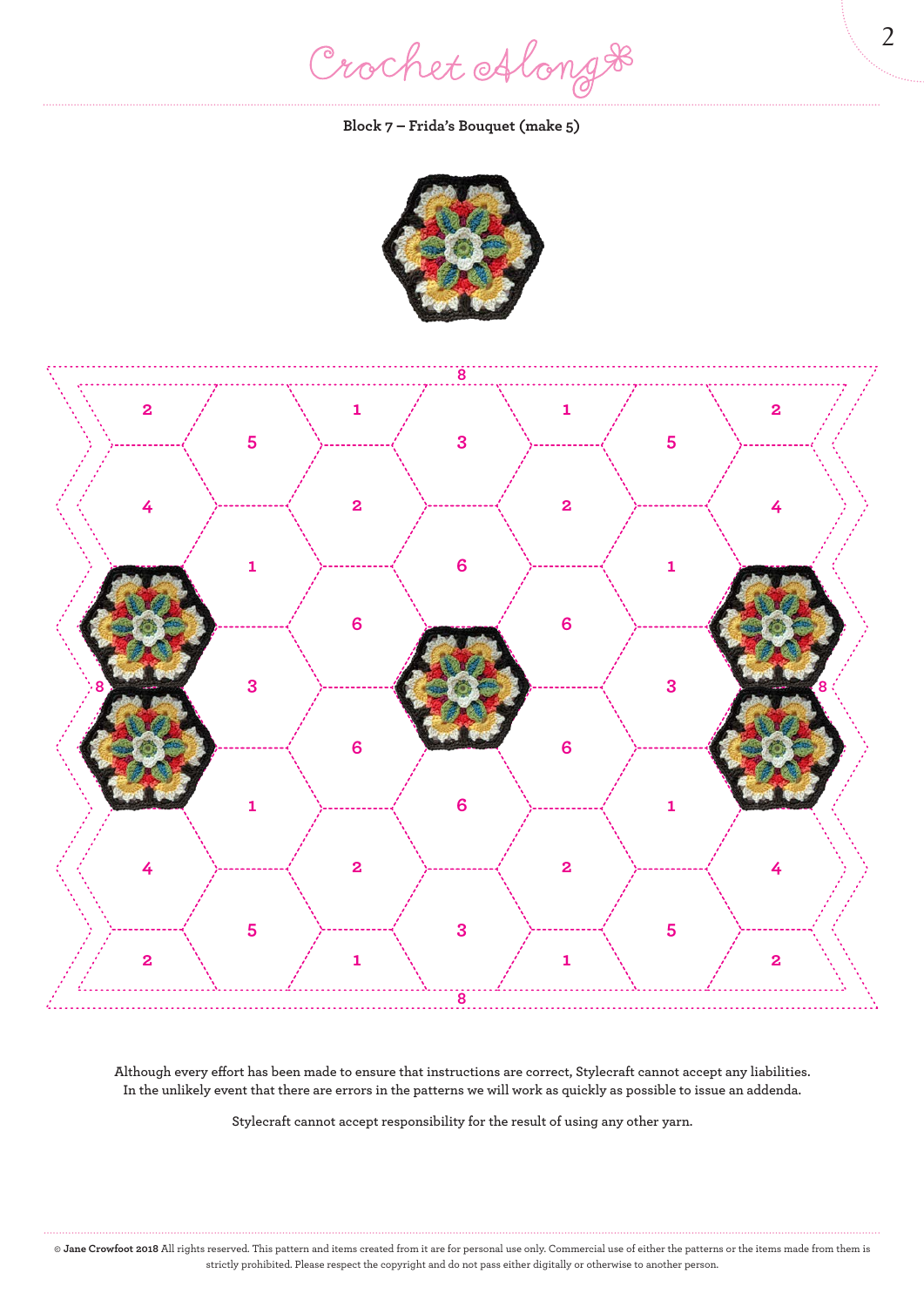**Block 7 – Frida's Bouquet (make 5)**

Although every effort has been made to ensure that instructions are correct, Stylecraft cannot accept any liabilities. In the unlikely event that there are errors in the patterns we will work as quickly as possible to issue an addenda.

Stylecraft cannot accept responsibility for the result of using any other yarn.

© **Jane Crowfoot 2018** All rights reserved. This pattern and items created from it are for personal use only. Commercial use of either the patterns or the items made from them is strictly prohibited. Please respect the copyright and do not pass either digitally or otherwise to another person.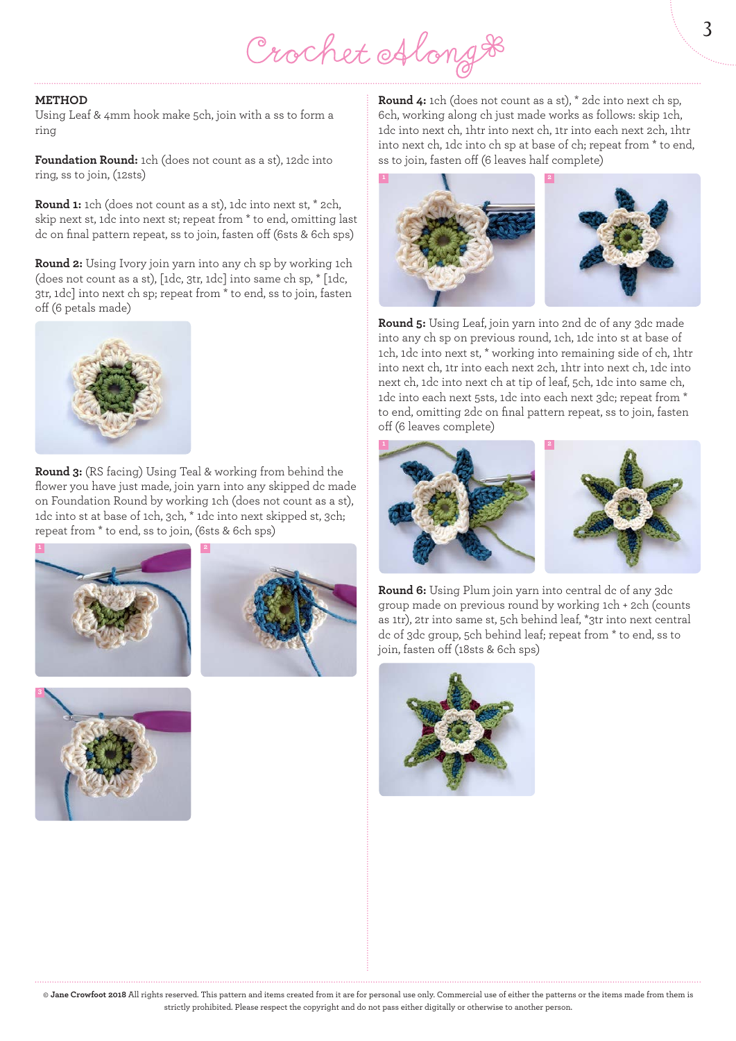## METHOD

Using Leaf & 4mm hook make 5ch, join with a ss to form a ring

**Foundation Round:** 1ch (does not count as a st), 12dc into ring, ss to join, (12sts)

**Round 1:** 1ch (does not count as a st), 1dc into next st, * 2ch, skip next st, 1dc into next st; repeat from * to end, omitting last dc on final pattern repeat, ss to join, fasten off (6sts & 6ch sps)

**Round 2:** Using Ivory join yarn into any ch sp by working 1ch (does not count as a st), [1dc, 3tr, 1dc] into same ch sp, * [1dc, 3tr, 1dc] into next ch sp; repeat from * to end, ss to join, fasten off (6 petals made)

**Round 3:** (RS facing) Using Teal & working from behind the flower you have just made, join yarn into any skipped dc made on Foundation Round by working 1ch (does not count as a st), 1dc into st at base of 1ch, 3ch, * 1dc into next skipped st, 3ch; repeat from * to end, ss to join, (6sts & 6ch sps)

**Round 4:** 1ch (does not count as a st), * 2dc into next ch sp, 6ch, working along ch just made works as follows: skip 1ch, 1dc into next ch, 1htr into next ch, 1tr into each next 2ch, 1htr into next ch, 1dc into ch sp at base of ch; repeat from * to end, ss to join, fasten off (6 leaves half complete)

**Round 5:** Using Leaf, join yarn into 2nd dc of any 3dc made into any ch sp on previous round, 1ch, 1dc into st at base of 1ch, 1dc into next st, * working into remaining side of ch, 1htr into next ch, 1tr into each next 2ch, 1htr into next ch, 1dc into next ch, 1dc into next ch at tip of leaf, 5ch, 1dc into same ch, 1dc into each next 5sts, 1dc into each next 3dc; repeat from * to end, omitting 2dc on final pattern repeat, ss to join, fasten off (6 leaves complete)

**Round 6:** Using Plum join yarn into central dc of any 3dc group made on previous round by working 1ch + 2ch (counts as 1tr), 2tr into same st, 5ch behind leaf, *3tr into next central dc of 3dc group, 5ch behind leaf; repeat from * to end, ss to join, fasten off (18sts & 6ch sps)

© **Jane Crowfoot 2018** All rights reserved. This pattern and items created from it are for personal use only. Commercial use of either the patterns or the items made from them is strictly prohibited. Please respect the copyright and do not pass either digitally or otherwise to another person.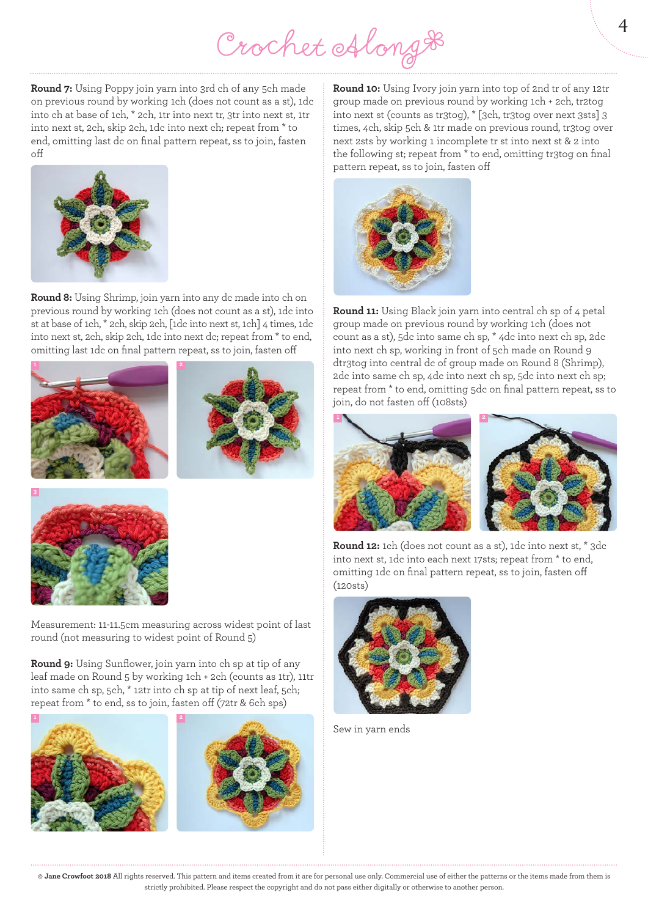**Round 7:** Using Poppy join yarn into 3rd ch of any 5ch made on previous round by working 1ch (does not count as a st), 1dc into ch at base of 1ch, * 2ch, 1tr into next tr, 3tr into next st, 1tr into next st, 2ch, skip 2ch, 1dc into next ch; repeat from * to end, omitting last dc on final pattern repeat, ss to join, fasten off

**Round 8:** Using Shrimp, join yarn into any dc made into ch on previous round by working 1ch (does not count as a st), 1dc into st at base of 1ch, * 2ch, skip 2ch, [1dc into next st, 1ch] 4 times, 1dc into next st, 2ch, skip 2ch, 1dc into next dc; repeat from * to end, omitting last 1dc on final pattern repeat, ss to join, fasten off

Measurement: 11-11.5cm measuring across widest point of last round (not measuring to widest point of Round 5)

**Round 9:** Using Sunflower, join yarn into ch sp at tip of any leaf made on Round 5 by working 1ch + 2ch (counts as 1tr), 11tr into same ch sp, 5ch, * 12tr into ch sp at tip of next leaf, 5ch; repeat from * to end, ss to join, fasten off (72tr & 6ch sps)

**Round 10:** Using Ivory join yarn into top of 2nd tr of any 12tr group made on previous round by working 1ch + 2ch, tr2tog into next st (counts as tr3tog), * [3ch, tr3tog over next 3sts] 3 times, 4ch, skip 5ch & 1tr made on previous round, tr3tog over next 2sts by working 1 incomplete tr st into next st & 2 into the following st; repeat from * to end, omitting tr3tog on final pattern repeat, ss to join, fasten off

**Round 11:** Using Black join yarn into central ch sp of 4 petal group made on previous round by working 1ch (does not count as a st), 5dc into same ch sp, * 4dc into next ch sp, 2dc into next ch sp, working in front of 5ch made on Round 9 dtr3tog into central dc of group made on Round 8 (Shrimp), 2dc into same ch sp, 4dc into next ch sp, 5dc into next ch sp; repeat from * to end, omitting 5dc on final pattern repeat, ss to join, do not fasten off (108sts)

**Round 12:** 1ch (does not count as a st), 1dc into next st, * 3dc into next st, 1dc into each next 17sts; repeat from * to end, omitting 1dc on final pattern repeat, ss to join, fasten off (120sts)

Sew in yarn ends

© **Jane Crowfoot 2018** All rights reserved. This pattern and items created from it are for personal use only. Commercial use of either the patterns or the items made from them is strictly prohibited. Please respect the copyright and do not pass either digitally or otherwise to another person.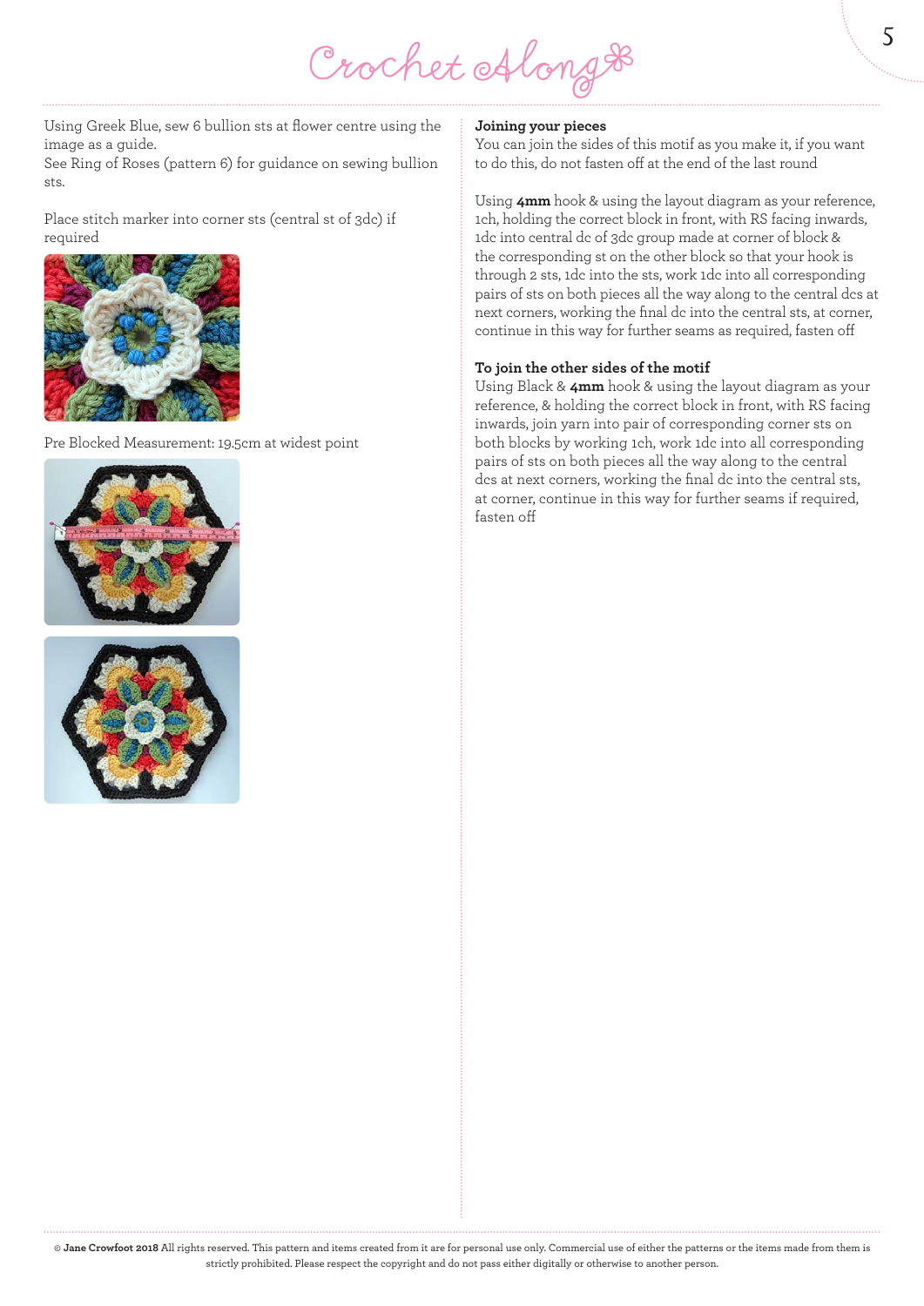Using Greek Blue, sew 6 bullion sts at flower centre using the image as a guide.
See Ring of Roses (pattern 6) for guidance on sewing bullion sts.

Place stitch marker into corner sts (central st of 3dc) if required

Pre Blocked Measurement: 19.5cm at widest point

**Joining your pieces**
You can join the sides of this motif as you make it, if you want to do this, do not fasten off at the end of the last round

Using **4mm** hook & using the layout diagram as your reference, 1ch, holding the correct block in front, with RS facing inwards, 1dc into central dc of 3dc group made at corner of block & the corresponding st on the other block so that your hook is through 2 sts, 1dc into the sts, work 1dc into all corresponding pairs of sts on both pieces all the way along to the central dcs at next corners, working the final dc into the central sts, at corner, continue in this way for further seams as required, fasten off

**To join the other sides of the motif**
Using Black & **4mm** hook & using the layout diagram as your reference, & holding the correct block in front, with RS facing inwards, join yarn into pair of corresponding corner sts on both blocks by working 1ch, work 1dc into all corresponding pairs of sts on both pieces all the way along to the central dcs at next corners, working the final dc into the central sts, at corner, continue in this way for further seams if required, fasten off

© **Jane Crowfoot 2018** All rights reserved. This pattern and items created from it are for personal use only. Commercial use of either the patterns or the items made from them is strictly prohibited. Please respect the copyright and do not pass either digitally or otherwise to another person.